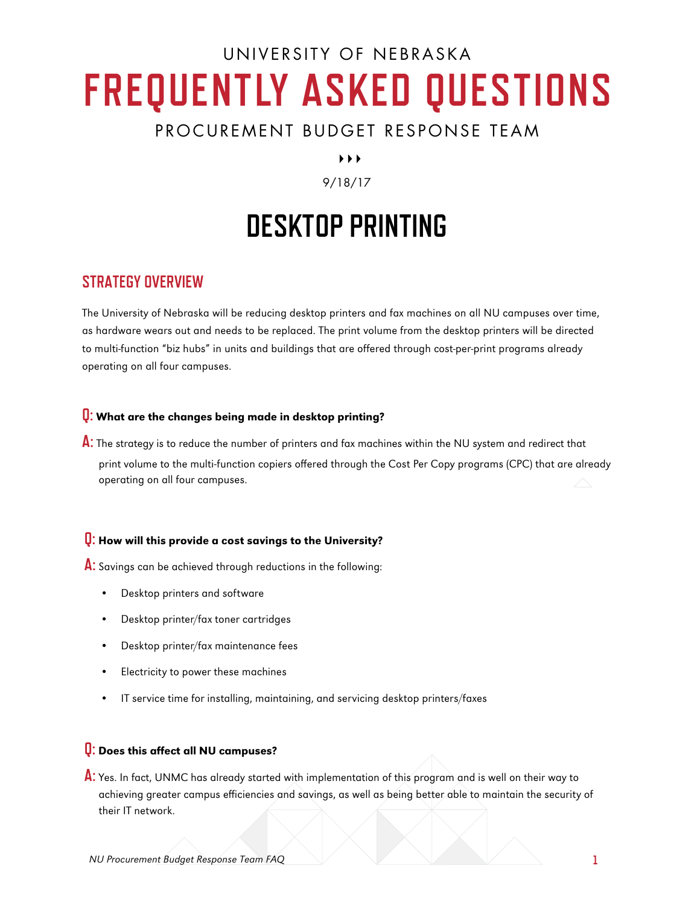UNIVERSITY OF NEBRASKA

# FREQUENTLY ASKED QUESTIONS

PROCUREMENT BUDGET RESPONSE TEAM

9/18/17

# DESKTOP PRINTING

## STRATEGY OVERVIEW

The University of Nebraska will be reducing desktop printers and fax machines on all NU campuses over time, as hardware wears out and needs to be replaced. The print volume from the desktop printers will be directed to multi-function "biz hubs" in units and buildings that are offered through cost-per-print programs already operating on all four campuses.

**Q: What are the changes being made in desktop printing?**

**A:** The strategy is to reduce the number of printers and fax machines within the NU system and redirect that print volume to the multi-function copiers offered through the Cost Per Copy programs (CPC) that are already operating on all four campuses.

**Q: How will this provide a cost savings to the University?**

**A:** Savings can be achieved through reductions in the following:

- Desktop printers and software
- Desktop printer/fax toner cartridges
- Desktop printer/fax maintenance fees
- Electricity to power these machines
- IT service time for installing, maintaining, and servicing desktop printers/faxes

**Q: Does this affect all NU campuses?**

**A:** Yes. In fact, UNMC has already started with implementation of this program and is well on their way to achieving greater campus efficiencies and savings, as well as being better able to maintain the security of their IT network.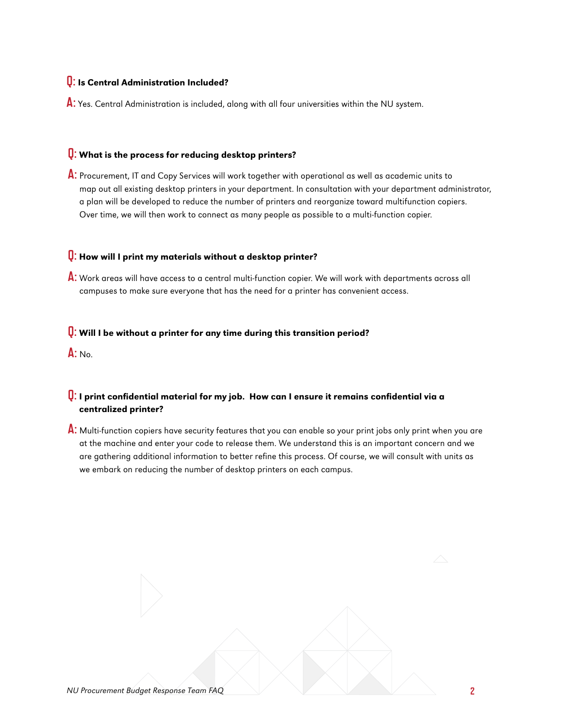**Q: Is Central Administration Included?**

**A:** Yes. Central Administration is included, along with all four universities within the NU system.

**Q: What is the process for reducing desktop printers?**

**A:** Procurement, IT and Copy Services will work together with operational as well as academic units to map out all existing desktop printers in your department. In consultation with your department administrator, a plan will be developed to reduce the number of printers and reorganize toward multifunction copiers. Over time, we will then work to connect as many people as possible to a multi-function copier.

**Q: How will I print my materials without a desktop printer?**

**A:** Work areas will have access to a central multi-function copier. We will work with departments across all campuses to make sure everyone that has the need for a printer has convenient access.

**Q: Will I be without a printer for any time during this transition period?**

**A:** No.

**Q: I print confidential material for my job. How can I ensure it remains confidential via a centralized printer?**

**A:** Multi-function copiers have security features that you can enable so your print jobs only print when you are at the machine and enter your code to release them. We understand this is an important concern and we are gathering additional information to better refine this process. Of course, we will consult with units as we embark on reducing the number of desktop printers on each campus.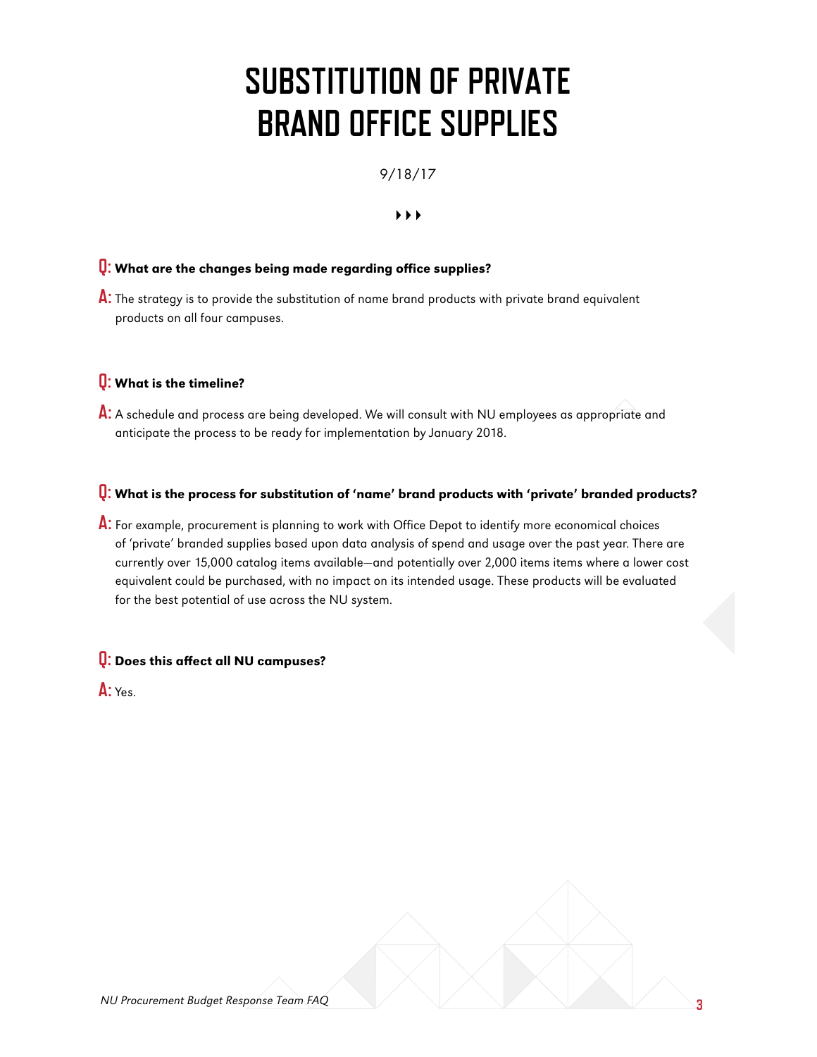# SUBSTITUTION OF PRIVATE BRAND OFFICE SUPPLIES

9/18/17

▸▸▸

**Q: What are the changes being made regarding office supplies?**

**A:** The strategy is to provide the substitution of name brand products with private brand equivalent products on all four campuses.

**Q: What is the timeline?**

**A:** A schedule and process are being developed. We will consult with NU employees as appropriate and anticipate the process to be ready for implementation by January 2018.

**Q: What is the process for substitution of 'name' brand products with 'private' branded products?**

**A:** For example, procurement is planning to work with Office Depot to identify more economical choices of 'private' branded supplies based upon data analysis of spend and usage over the past year. There are currently over 15,000 catalog items available—and potentially over 2,000 items items where a lower cost equivalent could be purchased, with no impact on its intended usage. These products will be evaluated for the best potential of use across the NU system.

**Q: Does this affect all NU campuses?**

**A:** Yes.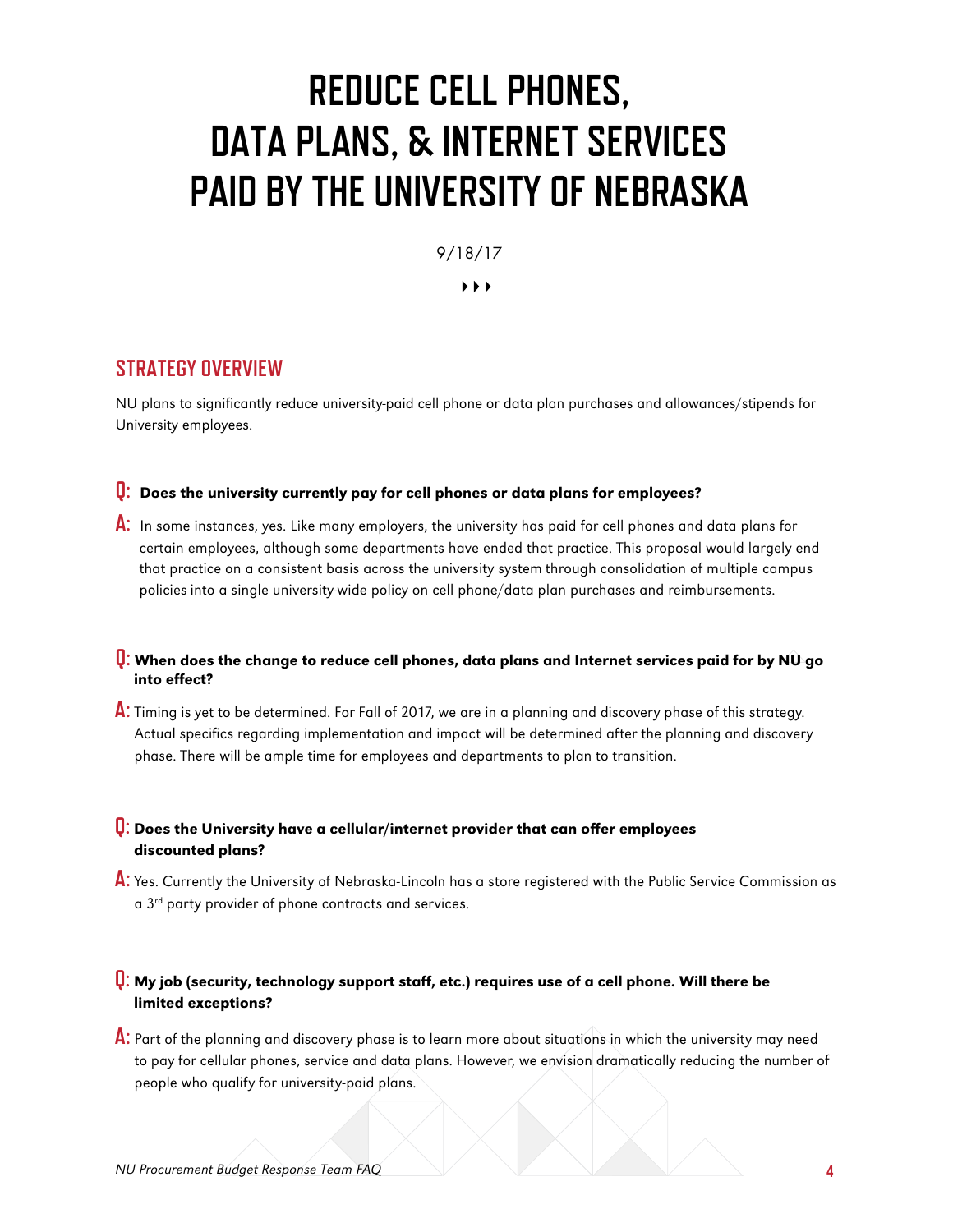# REDUCE CELL PHONES, DATA PLANS, & INTERNET SERVICES PAID BY THE UNIVERSITY OF NEBRASKA

9/18/17

## STRATEGY OVERVIEW

NU plans to significantly reduce university-paid cell phone or data plan purchases and allowances/stipends for University employees.

**Q: Does the university currently pay for cell phones or data plans for employees?**

**A:** In some instances, yes. Like many employers, the university has paid for cell phones and data plans for certain employees, although some departments have ended that practice. This proposal would largely end that practice on a consistent basis across the university system through consolidation of multiple campus policies into a single university-wide policy on cell phone/data plan purchases and reimbursements.

**Q: When does the change to reduce cell phones, data plans and Internet services paid for by NU go into effect?**

**A:** Timing is yet to be determined. For Fall of 2017, we are in a planning and discovery phase of this strategy. Actual specifics regarding implementation and impact will be determined after the planning and discovery phase. There will be ample time for employees and departments to plan to transition.

**Q: Does the University have a cellular/internet provider that can offer employees discounted plans?**

**A:** Yes. Currently the University of Nebraska-Lincoln has a store registered with the Public Service Commission as a 3rd party provider of phone contracts and services.

**Q: My job (security, technology support staff, etc.) requires use of a cell phone. Will there be limited exceptions?**

**A:** Part of the planning and discovery phase is to learn more about situations in which the university may need to pay for cellular phones, service and data plans. However, we envision dramatically reducing the number of people who qualify for university-paid plans.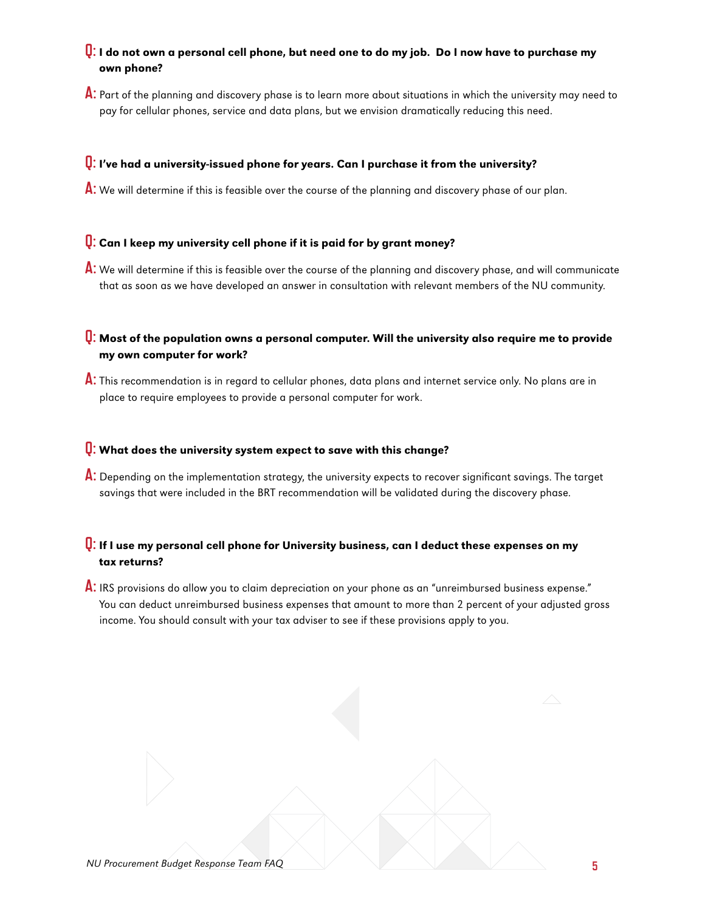**Q: I do not own a personal cell phone, but need one to do my job. Do I now have to purchase my own phone?**

**A:** Part of the planning and discovery phase is to learn more about situations in which the university may need to pay for cellular phones, service and data plans, but we envision dramatically reducing this need.

**Q: I've had a university-issued phone for years. Can I purchase it from the university?**

**A:** We will determine if this is feasible over the course of the planning and discovery phase of our plan.

**Q: Can I keep my university cell phone if it is paid for by grant money?**

**A:** We will determine if this is feasible over the course of the planning and discovery phase, and will communicate that as soon as we have developed an answer in consultation with relevant members of the NU community.

**Q: Most of the population owns a personal computer. Will the university also require me to provide my own computer for work?**

**A:** This recommendation is in regard to cellular phones, data plans and internet service only. No plans are in place to require employees to provide a personal computer for work.

**Q: What does the university system expect to save with this change?**

**A:** Depending on the implementation strategy, the university expects to recover significant savings. The target savings that were included in the BRT recommendation will be validated during the discovery phase.

**Q: If I use my personal cell phone for University business, can I deduct these expenses on my tax returns?**

**A:** IRS provisions do allow you to claim depreciation on your phone as an "unreimbursed business expense." You can deduct unreimbursed business expenses that amount to more than 2 percent of your adjusted gross income. You should consult with your tax adviser to see if these provisions apply to you.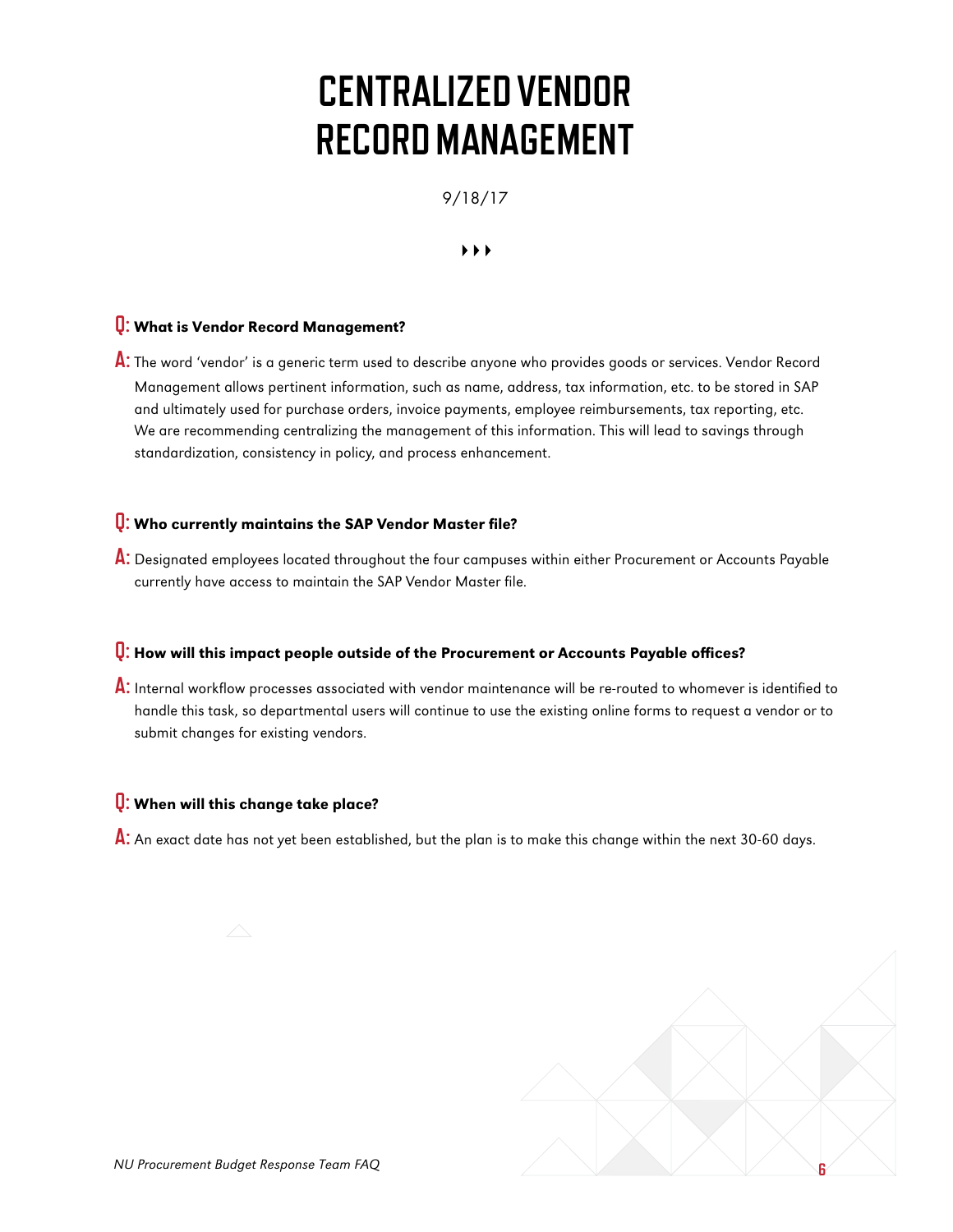# CENTRALIZED VENDOR RECORD MANAGEMENT

9/18/17

**Q: What is Vendor Record Management?**

**A:** The word 'vendor' is a generic term used to describe anyone who provides goods or services. Vendor Record Management allows pertinent information, such as name, address, tax information, etc. to be stored in SAP and ultimately used for purchase orders, invoice payments, employee reimbursements, tax reporting, etc. We are recommending centralizing the management of this information. This will lead to savings through standardization, consistency in policy, and process enhancement.

**Q: Who currently maintains the SAP Vendor Master file?**

**A:** Designated employees located throughout the four campuses within either Procurement or Accounts Payable currently have access to maintain the SAP Vendor Master file.

**Q: How will this impact people outside of the Procurement or Accounts Payable offices?**

**A:** Internal workflow processes associated with vendor maintenance will be re-routed to whomever is identified to handle this task, so departmental users will continue to use the existing online forms to request a vendor or to submit changes for existing vendors.

**Q: When will this change take place?**

**A:** An exact date has not yet been established, but the plan is to make this change within the next 30-60 days.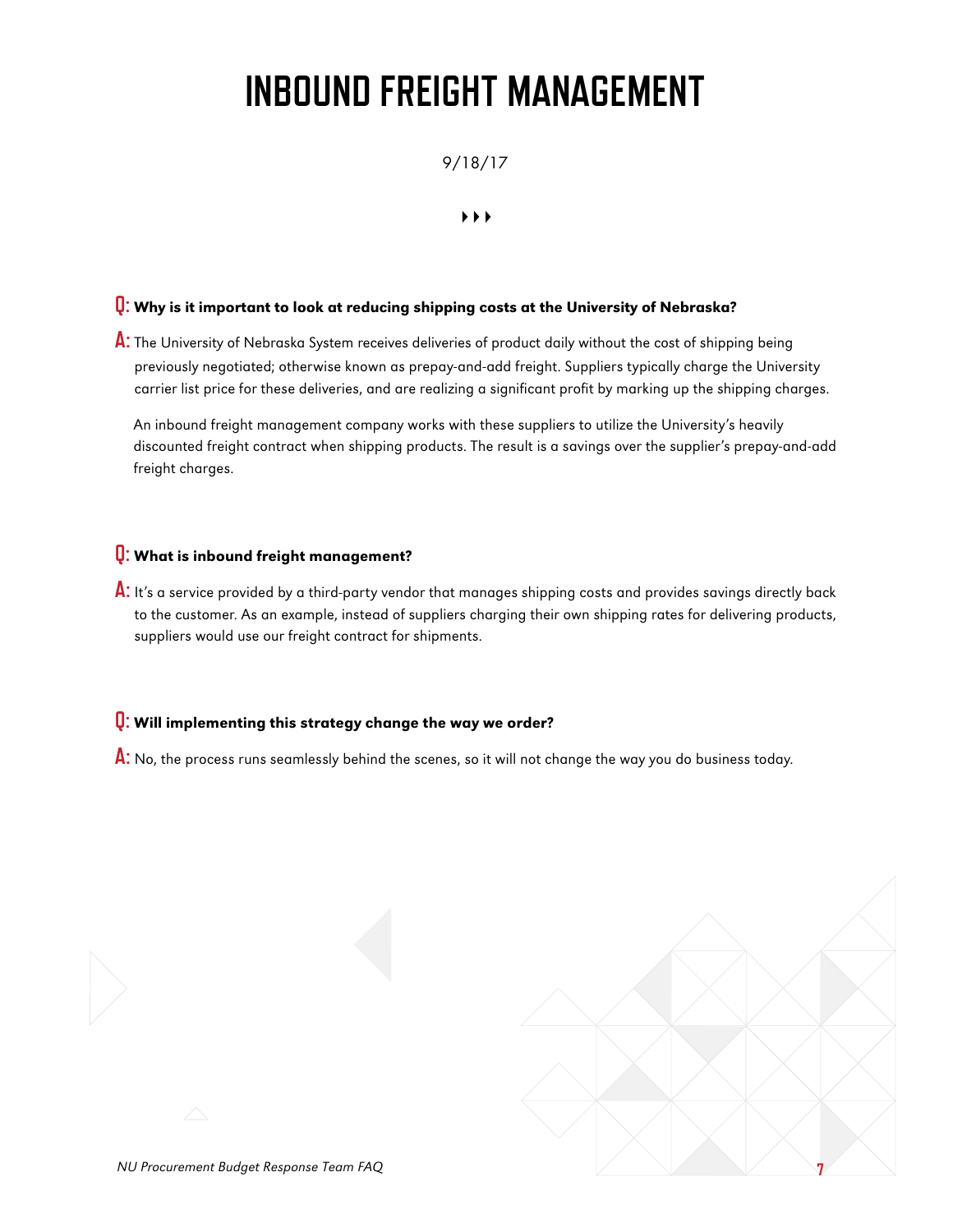# INBOUND FREIGHT MANAGEMENT

9/18/17

**Q: Why is it important to look at reducing shipping costs at the University of Nebraska?**

**A:** The University of Nebraska System receives deliveries of product daily without the cost of shipping being previously negotiated; otherwise known as prepay-and-add freight. Suppliers typically charge the University carrier list price for these deliveries, and are realizing a significant profit by marking up the shipping charges.

An inbound freight management company works with these suppliers to utilize the University's heavily discounted freight contract when shipping products. The result is a savings over the supplier's prepay-and-add freight charges.

**Q: What is inbound freight management?**

**A:** It's a service provided by a third-party vendor that manages shipping costs and provides savings directly back to the customer. As an example, instead of suppliers charging their own shipping rates for delivering products, suppliers would use our freight contract for shipments.

**Q: Will implementing this strategy change the way we order?**

**A:** No, the process runs seamlessly behind the scenes, so it will not change the way you do business today.